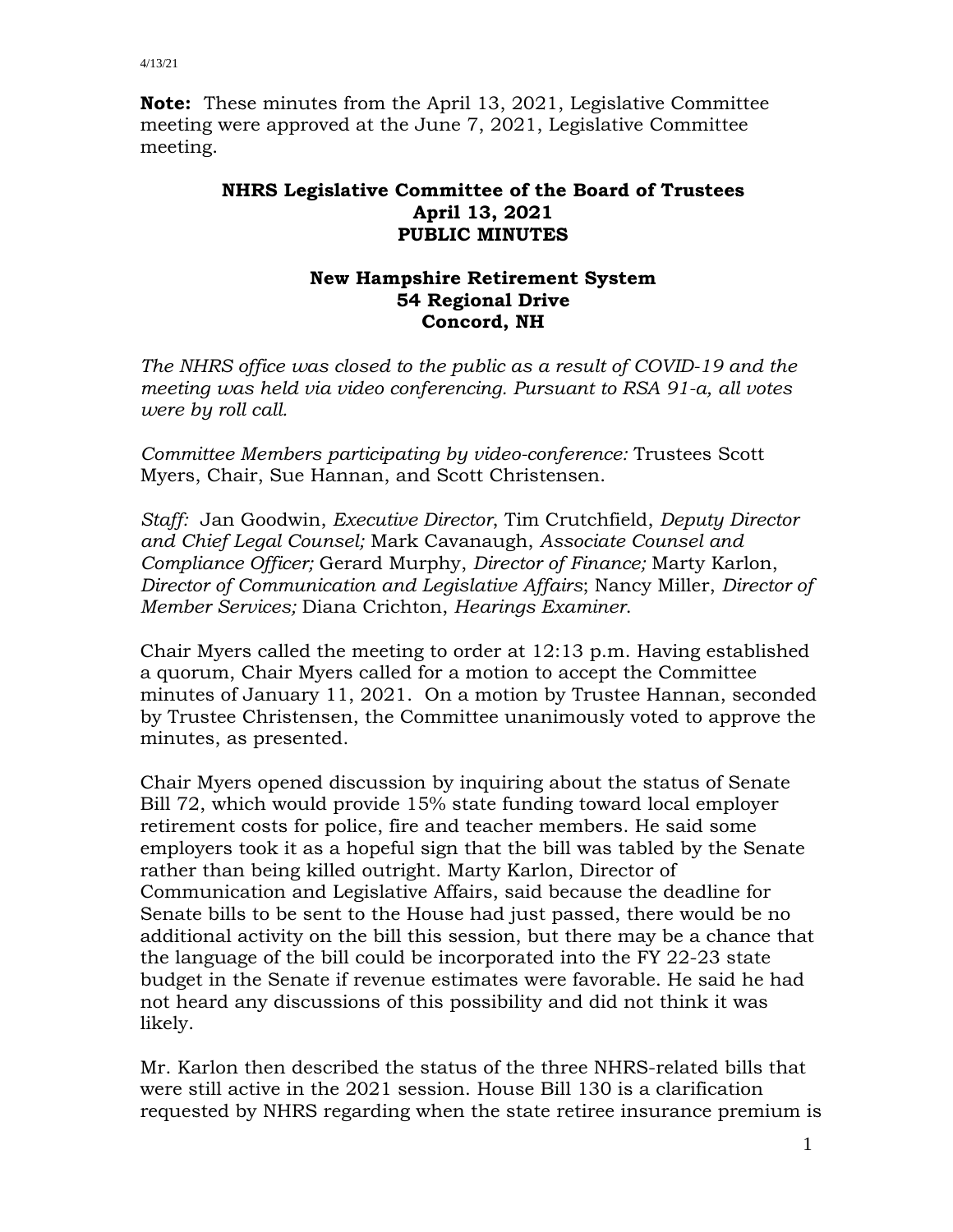**Note:** These minutes from the April 13, 2021, Legislative Committee meeting were approved at the June 7, 2021, Legislative Committee meeting.

# NHRS Legislative Committee of the Board of Trustees
## April 13, 2021
## PUBLIC MINUTES

### New Hampshire Retirement System
### 54 Regional Drive
### Concord, NH

*The NHRS office was closed to the public as a result of COVID-19 and the meeting was held via video conferencing. Pursuant to RSA 91-a, all votes were by roll call.*

*Committee Members participating by video-conference:* Trustees Scott Myers, Chair, Sue Hannan, and Scott Christensen.

*Staff:* Jan Goodwin, *Executive Director*, Tim Crutchfield, *Deputy Director and Chief Legal Counsel;* Mark Cavanaugh, *Associate Counsel and Compliance Officer;* Gerard Murphy, *Director of Finance;* Marty Karlon, *Director of Communication and Legislative Affairs*; Nancy Miller, *Director of Member Services;* Diana Crichton, *Hearings Examiner*.

Chair Myers called the meeting to order at 12:13 p.m. Having established a quorum, Chair Myers called for a motion to accept the Committee minutes of January 11, 2021. On a motion by Trustee Hannan, seconded by Trustee Christensen, the Committee unanimously voted to approve the minutes, as presented.

Chair Myers opened discussion by inquiring about the status of Senate Bill 72, which would provide 15% state funding toward local employer retirement costs for police, fire and teacher members. He said some employers took it as a hopeful sign that the bill was tabled by the Senate rather than being killed outright. Marty Karlon, Director of Communication and Legislative Affairs, said because the deadline for Senate bills to be sent to the House had just passed, there would be no additional activity on the bill this session, but there may be a chance that the language of the bill could be incorporated into the FY 22-23 state budget in the Senate if revenue estimates were favorable. He said he had not heard any discussions of this possibility and did not think it was likely.

Mr. Karlon then described the status of the three NHRS-related bills that were still active in the 2021 session. House Bill 130 is a clarification requested by NHRS regarding when the state retiree insurance premium is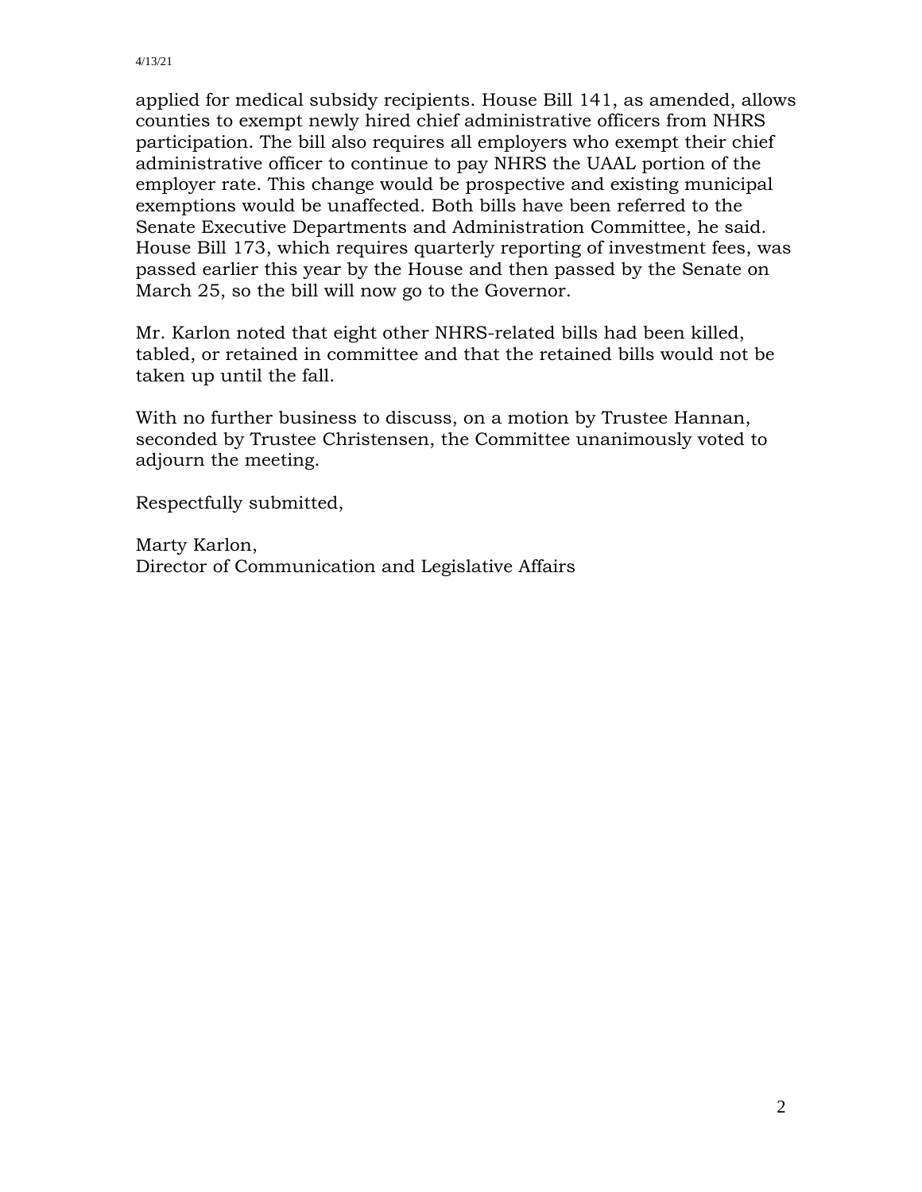applied for medical subsidy recipients. House Bill 141, as amended, allows counties to exempt newly hired chief administrative officers from NHRS participation. The bill also requires all employers who exempt their chief administrative officer to continue to pay NHRS the UAAL portion of the employer rate. This change would be prospective and existing municipal exemptions would be unaffected. Both bills have been referred to the Senate Executive Departments and Administration Committee, he said. House Bill 173, which requires quarterly reporting of investment fees, was passed earlier this year by the House and then passed by the Senate on March 25, so the bill will now go to the Governor.

Mr. Karlon noted that eight other NHRS-related bills had been killed, tabled, or retained in committee and that the retained bills would not be taken up until the fall.

With no further business to discuss, on a motion by Trustee Hannan, seconded by Trustee Christensen, the Committee unanimously voted to adjourn the meeting.

Respectfully submitted,

Marty Karlon,
Director of Communication and Legislative Affairs